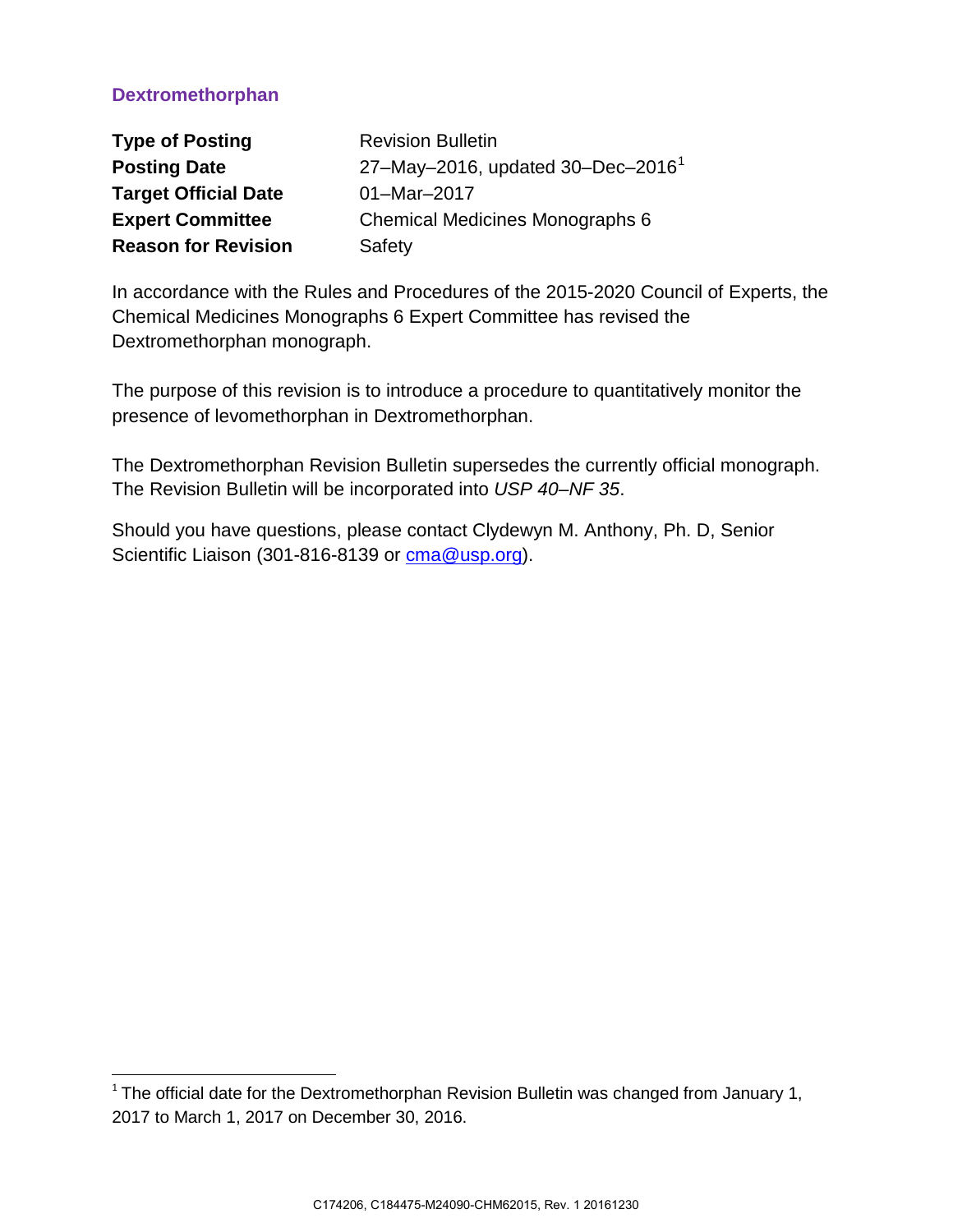# Dextromethorphan

| | |
|---|---|
| **Type of Posting** | Revision Bulletin |
| **Posting Date** | 27–May–2016, updated 30–Dec–2016[1] |
| **Target Official Date** | 01–Mar–2017 |
| **Expert Committee** | Chemical Medicines Monographs 6 |
| **Reason for Revision** | Safety |

In accordance with the Rules and Procedures of the 2015-2020 Council of Experts, the Chemical Medicines Monographs 6 Expert Committee has revised the Dextromethorphan monograph.

The purpose of this revision is to introduce a procedure to quantitatively monitor the presence of levomethorphan in Dextromethorphan.

The Dextromethorphan Revision Bulletin supersedes the currently official monograph. The Revision Bulletin will be incorporated into *USP 40–NF 35*.

Should you have questions, please contact Clydewyn M. Anthony, Ph. D, Senior Scientific Liaison (301-816-8139 or cma@usp.org).

---

[1] The official date for the Dextromethorphan Revision Bulletin was changed from January 1, 2017 to March 1, 2017 on December 30, 2016.

C174206, C184475-M24090-CHM62015, Rev. 1 20161230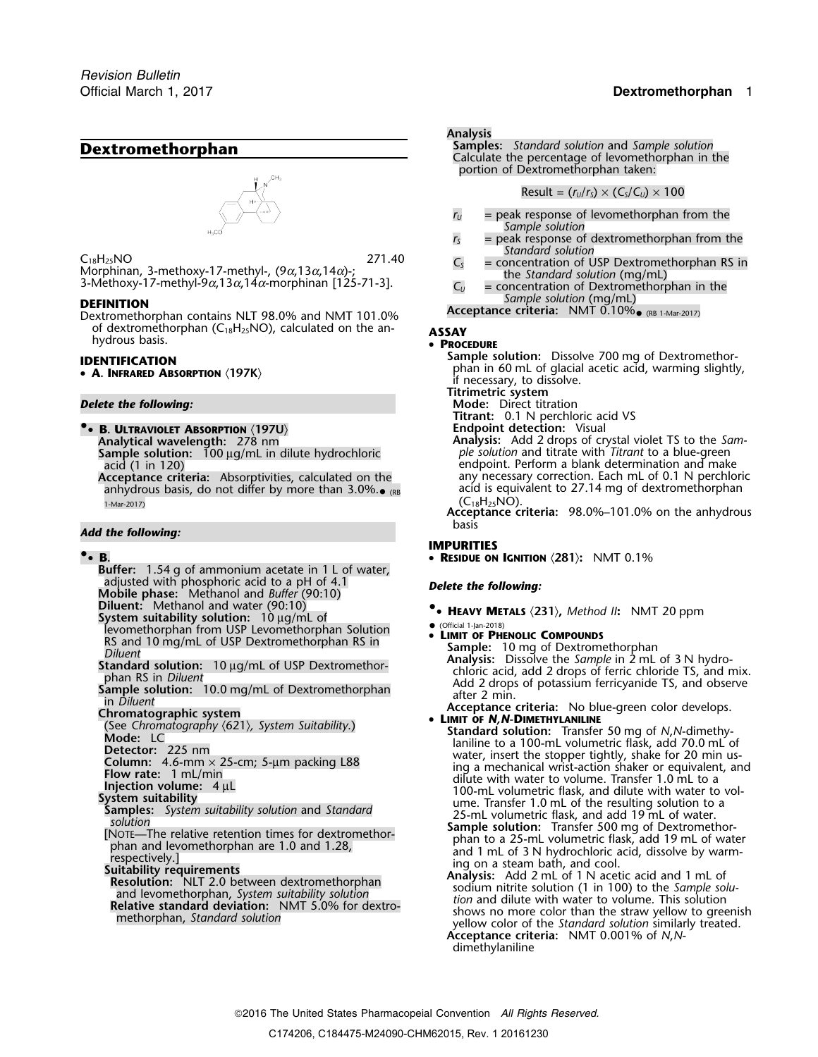# Dextromethorphan

$C_{18}H_{25}NO$ 271.40

Morphinan, 3-methoxy-17-methyl-, (9α,13α,14α)-;
3-Methoxy-17-methyl-9α,13α,14α-morphinan [125-71-3].

## DEFINITION

Dextromethorphan contains NLT 98.0% and NMT 101.0% of dextromethorphan ($C_{18}H_{25}NO$), calculated on the anhydrous basis.

## IDENTIFICATION

- **A. Infrared Absorption** ⟨197K⟩

*Delete the following:*

- ▲**B. Ultraviolet Absorption** ⟨197U⟩
  **Analytical wavelength:** 278 nm
  **Sample solution:** 100 µg/mL in dilute hydrochloric acid (1 in 120)
  **Acceptance criteria:** Absorptivities, calculated on the anhydrous basis, do not differ by more than 3.0%.▲ (RB 1-Mar-2017)

*Add the following:*

- ▲**B.**
  **Buffer:** 1.54 g of ammonium acetate in 1 L of water, adjusted with phosphoric acid to a pH of 4.1
  **Mobile phase:** Methanol and *Buffer* (90:10)
  **Diluent:** Methanol and water (90:10)
  **System suitability solution:** 10 µg/mL of levomethorphan from USP Levomethorphan Solution RS and 10 mg/mL of USP Dextromethorphan RS in *Diluent*
  **Standard solution:** 10 µg/mL of USP Dextromethorphan RS in *Diluent*
  **Sample solution:** 10.0 mg/mL of Dextromethorphan in *Diluent*
  **Chromatographic system**
  (See *Chromatography* ⟨621⟩, *System Suitability*.)
  **Mode:** LC
  **Detector:** 225 nm
  **Column:** 4.6-mm × 25-cm; 5-µm packing L88
  **Flow rate:** 1 mL/min
  **Injection volume:** 4 µL
  **System suitability**
  **Samples:** *System suitability solution* and *Standard solution*
  [Note—The relative retention times for dextromethorphan and levomethorphan are 1.0 and 1.28, respectively.]
  **Suitability requirements**
  **Resolution:** NLT 2.0 between dextromethorphan and levomethorphan, *System suitability solution*
  **Relative standard deviation:** NMT 5.0% for dextromethorphan, *Standard solution*
  **Analysis**
  **Samples:** *Standard solution* and *Sample solution*
  Calculate the percentage of levomethorphan in the portion of Dextromethorphan taken:

$$\text{Result} = (r_U/r_S) \times (C_S/C_U) \times 100$$

  $r_U$ = peak response of levomethorphan from the *Sample solution*
  $r_S$ = peak response of dextromethorphan from the *Standard solution*
  $C_S$ = concentration of USP Dextromethorphan RS in the *Standard solution* (mg/mL)
  $C_U$ = concentration of Dextromethorphan in the *Sample solution* (mg/mL)

  **Acceptance criteria:** NMT 0.10%▲ (RB 1-Mar-2017)

## ASSAY

- **Procedure**
  **Sample solution:** Dissolve 700 mg of Dextromethorphan in 60 mL of glacial acetic acid, warming slightly, if necessary, to dissolve.
  **Titrimetric system**
  **Mode:** Direct titration
  **Titrant:** 0.1 N perchloric acid VS
  **Endpoint detection:** Visual
  **Analysis:** Add 2 drops of crystal violet TS to the *Sample solution* and titrate with *Titrant* to a blue-green endpoint. Perform a blank determination and make any necessary correction. Each mL of 0.1 N perchloric acid is equivalent to 27.14 mg of dextromethorphan ($C_{18}H_{25}NO$).
  **Acceptance criteria:** 98.0%–101.0% on the anhydrous basis

## IMPURITIES

- **Residue on Ignition** ⟨281⟩: NMT 0.1%

*Delete the following:*

- ▲**Heavy Metals** ⟨231⟩, *Method II*: NMT 20 ppm
  ▲ (Official 1-Jan-2018)
- **Limit of Phenolic Compounds**
  **Sample:** 10 mg of Dextromethorphan
  **Analysis:** Dissolve the *Sample* in 2 mL of 3 N hydrochloric acid, add 2 drops of ferric chloride TS, and mix. Add 2 drops of potassium ferricyanide TS, and observe after 2 min.
  **Acceptance criteria:** No blue-green color develops.
- **Limit of *N,N*-Dimethylaniline**
  **Standard solution:** Transfer 50 mg of *N,N*-dimethylaniline to a 100-mL volumetric flask, add 70.0 mL of water, insert the stopper tightly, shake for 20 min using a mechanical wrist-action shaker or equivalent, and dilute with water to volume. Transfer 1.0 mL to a 100-mL volumetric flask, and dilute with water to volume. Transfer 1.0 mL of the resulting solution to a 25-mL volumetric flask, and add 19 mL of water.
  **Sample solution:** Transfer 500 mg of Dextromethorphan to a 25-mL volumetric flask, add 19 mL of water and 1 mL of 3 N hydrochloric acid, dissolve by warming on a steam bath, and cool.
  **Analysis:** Add 2 mL of 1 N acetic acid and 1 mL of sodium nitrite solution (1 in 100) to the *Sample solution* and dilute with water to volume. This solution shows no more color than the straw yellow to greenish yellow color of the *Standard solution* similarly treated.
  **Acceptance criteria:** NMT 0.001% of *N,N*-dimethylaniline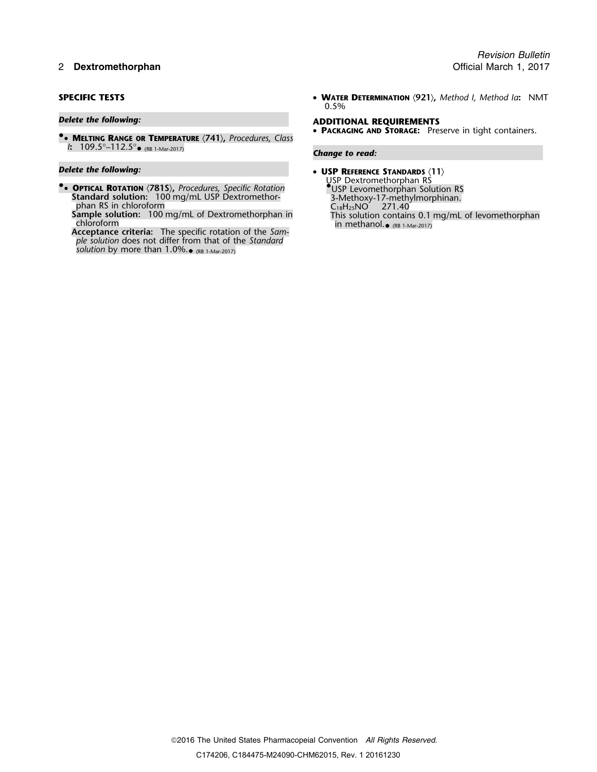**SPECIFIC TESTS**

*Delete the following:*

▲• **MELTING RANGE OR TEMPERATURE** ⟨741⟩, *Procedures, Class I*: 109.5°–112.5°▲ (RB 1-Mar-2017)

*Delete the following:*

▲• **OPTICAL ROTATION** ⟨781S⟩, *Procedures, Specific Rotation*

**Standard solution:** 100 mg/mL USP Dextromethorphan RS in chloroform

**Sample solution:** 100 mg/mL of Dextromethorphan in chloroform

**Acceptance criteria:** The specific rotation of the *Sample solution* does not differ from that of the *Standard solution* by more than 1.0%.▲ (RB 1-Mar-2017)

• **WATER DETERMINATION** ⟨921⟩, *Method I, Method Ia*: NMT 0.5%

**ADDITIONAL REQUIREMENTS**

• **PACKAGING AND STORAGE:** Preserve in tight containers.

*Change to read:*

• **USP REFERENCE STANDARDS** ⟨11⟩

USP Dextromethorphan RS

▲USP Levomethorphan Solution RS

3-Methoxy-17-methylmorphinan.

$C_{18}H_{25}NO$ 271.40

This solution contains 0.1 mg/mL of levomethorphan in methanol.▲ (RB 1-Mar-2017)